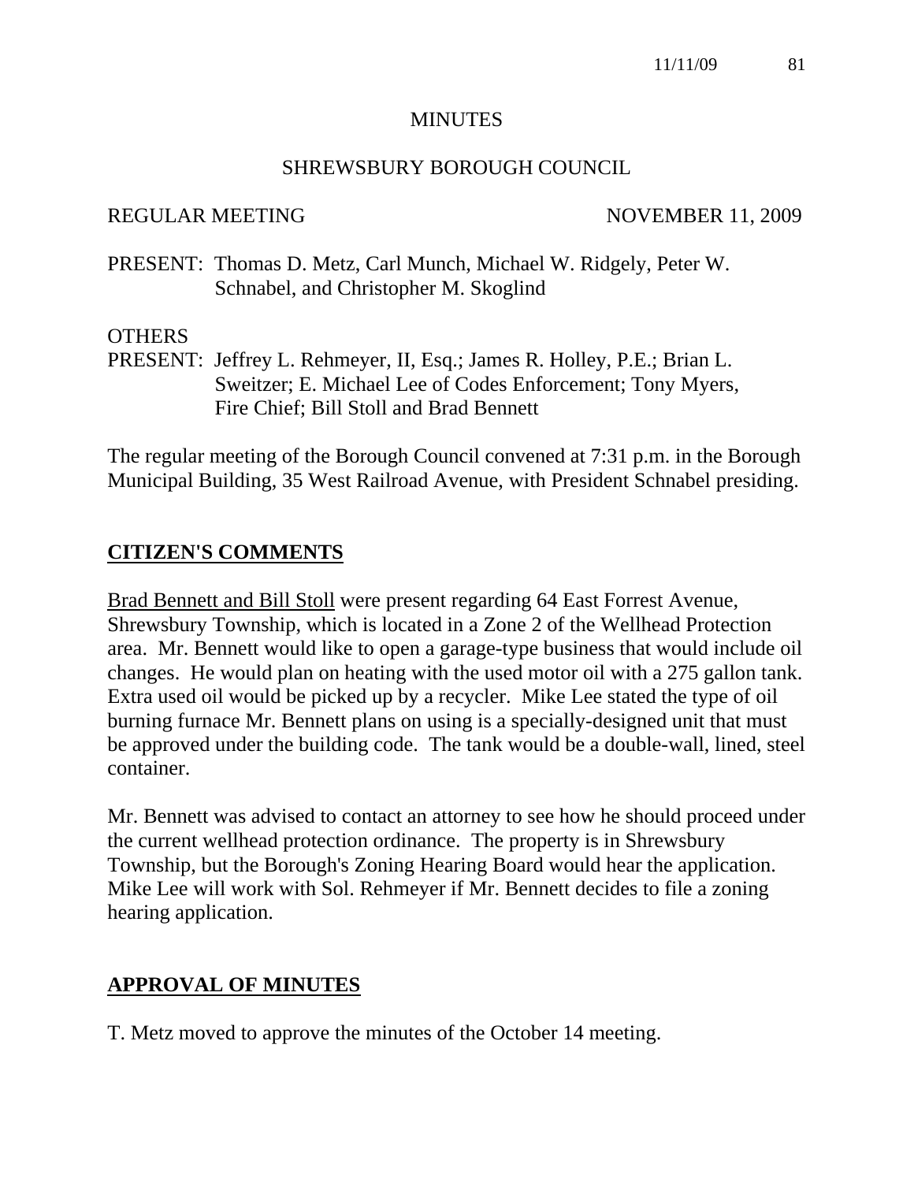# MINUTES

## SHREWSBURY BOROUGH COUNCIL

REGULAR MEETING NOVEMBER 11, 2009

PRESENT: Thomas D. Metz, Carl Munch, Michael W. Ridgely, Peter W. Schnabel, and Christopher M. Skoglind

OTHERS
PRESENT: Jeffrey L. Rehmeyer, II, Esq.; James R. Holley, P.E.; Brian L. Sweitzer; E. Michael Lee of Codes Enforcement; Tony Myers, Fire Chief; Bill Stoll and Brad Bennett

The regular meeting of the Borough Council convened at 7:31 p.m. in the Borough Municipal Building, 35 West Railroad Avenue, with President Schnabel presiding.

## CITIZEN'S COMMENTS

Brad Bennett and Bill Stoll were present regarding 64 East Forrest Avenue, Shrewsbury Township, which is located in a Zone 2 of the Wellhead Protection area. Mr. Bennett would like to open a garage-type business that would include oil changes. He would plan on heating with the used motor oil with a 275 gallon tank. Extra used oil would be picked up by a recycler. Mike Lee stated the type of oil burning furnace Mr. Bennett plans on using is a specially-designed unit that must be approved under the building code. The tank would be a double-wall, lined, steel container.

Mr. Bennett was advised to contact an attorney to see how he should proceed under the current wellhead protection ordinance. The property is in Shrewsbury Township, but the Borough's Zoning Hearing Board would hear the application. Mike Lee will work with Sol. Rehmeyer if Mr. Bennett decides to file a zoning hearing application.

## APPROVAL OF MINUTES

T. Metz moved to approve the minutes of the October 14 meeting.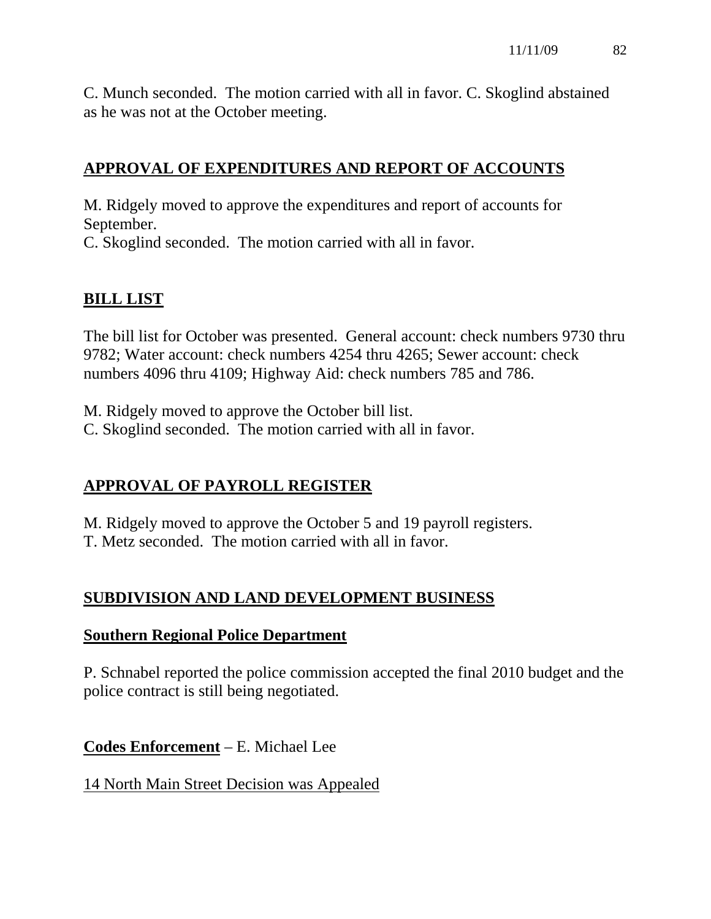C. Munch seconded. The motion carried with all in favor. C. Skoglind abstained as he was not at the October meeting.

## APPROVAL OF EXPENDITURES AND REPORT OF ACCOUNTS

M. Ridgely moved to approve the expenditures and report of accounts for September.
C. Skoglind seconded. The motion carried with all in favor.

## BILL LIST

The bill list for October was presented. General account: check numbers 9730 thru 9782; Water account: check numbers 4254 thru 4265; Sewer account: check numbers 4096 thru 4109; Highway Aid: check numbers 785 and 786.

M. Ridgely moved to approve the October bill list.
C. Skoglind seconded. The motion carried with all in favor.

## APPROVAL OF PAYROLL REGISTER

M. Ridgely moved to approve the October 5 and 19 payroll registers.
T. Metz seconded. The motion carried with all in favor.

## SUBDIVISION AND LAND DEVELOPMENT BUSINESS

### Southern Regional Police Department

P. Schnabel reported the police commission accepted the final 2010 budget and the police contract is still being negotiated.

### Codes Enforcement – E. Michael Lee

14 North Main Street Decision was Appealed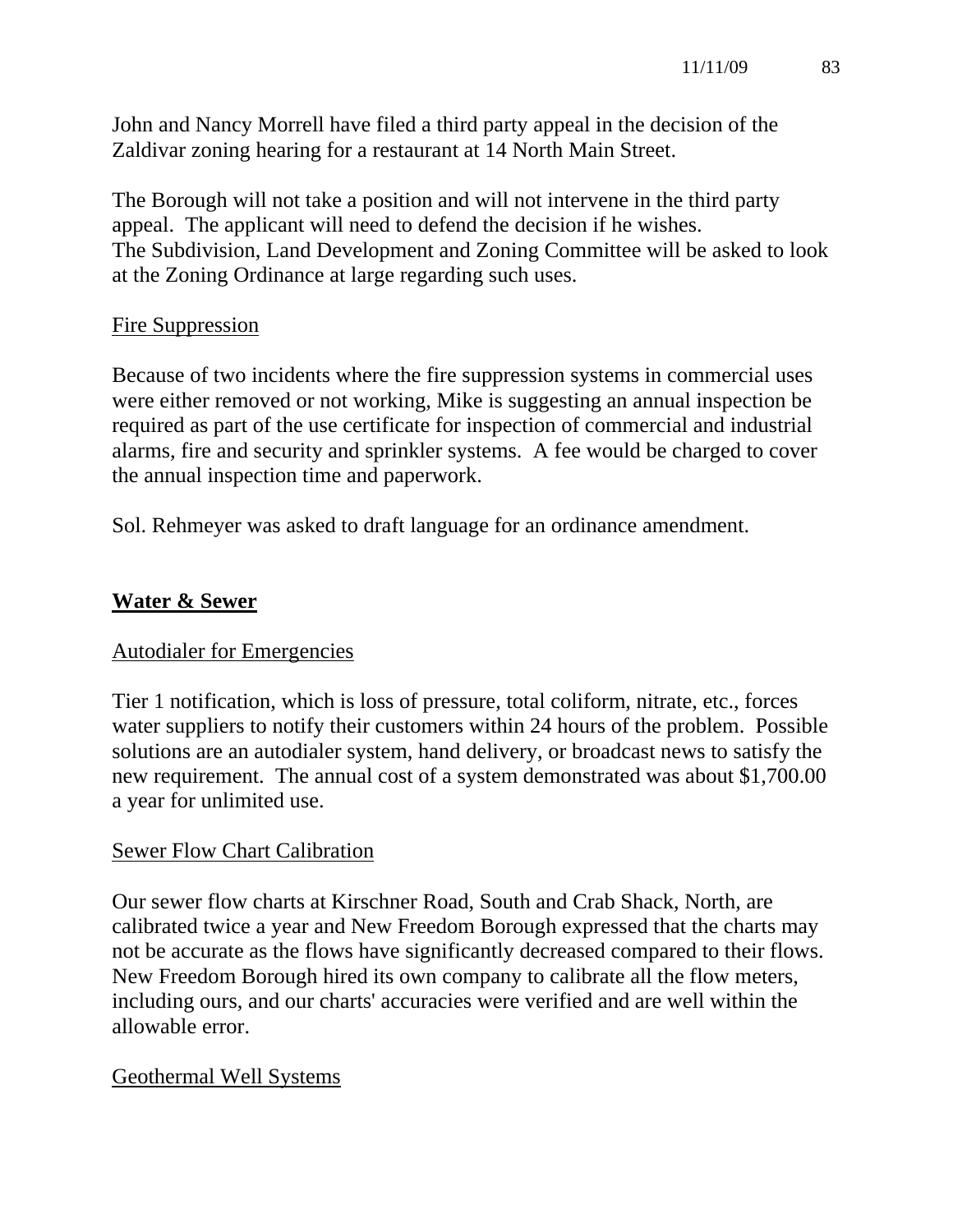John and Nancy Morrell have filed a third party appeal in the decision of the Zaldivar zoning hearing for a restaurant at 14 North Main Street.

The Borough will not take a position and will not intervene in the third party appeal. The applicant will need to defend the decision if he wishes.
The Subdivision, Land Development and Zoning Committee will be asked to look at the Zoning Ordinance at large regarding such uses.

<u>Fire Suppression</u>

Because of two incidents where the fire suppression systems in commercial uses were either removed or not working, Mike is suggesting an annual inspection be required as part of the use certificate for inspection of commercial and industrial alarms, fire and security and sprinkler systems. A fee would be charged to cover the annual inspection time and paperwork.

Sol. Rehmeyer was asked to draft language for an ordinance amendment.

## Water & Sewer

<u>Autodialer for Emergencies</u>

Tier 1 notification, which is loss of pressure, total coliform, nitrate, etc., forces water suppliers to notify their customers within 24 hours of the problem. Possible solutions are an autodialer system, hand delivery, or broadcast news to satisfy the new requirement. The annual cost of a system demonstrated was about $1,700.00 a year for unlimited use.

<u>Sewer Flow Chart Calibration</u>

Our sewer flow charts at Kirschner Road, South and Crab Shack, North, are calibrated twice a year and New Freedom Borough expressed that the charts may not be accurate as the flows have significantly decreased compared to their flows. New Freedom Borough hired its own company to calibrate all the flow meters, including ours, and our charts' accuracies were verified and are well within the allowable error.

<u>Geothermal Well Systems</u>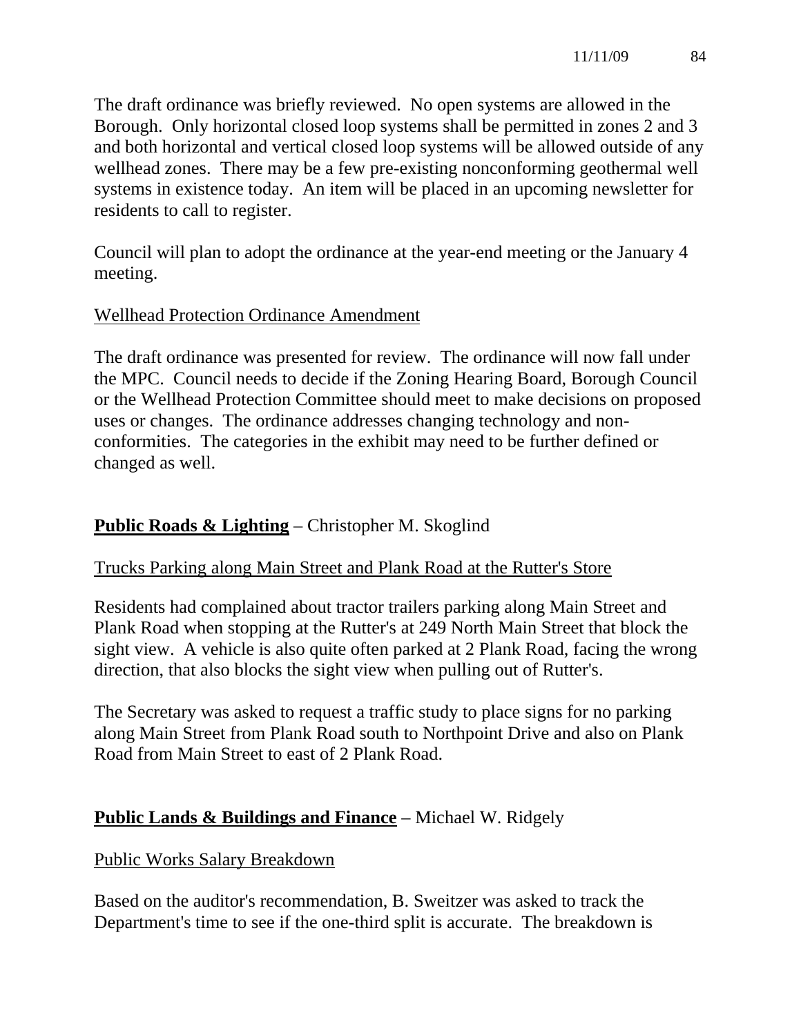The draft ordinance was briefly reviewed. No open systems are allowed in the Borough. Only horizontal closed loop systems shall be permitted in zones 2 and 3 and both horizontal and vertical closed loop systems will be allowed outside of any wellhead zones. There may be a few pre-existing nonconforming geothermal well systems in existence today. An item will be placed in an upcoming newsletter for residents to call to register.

Council will plan to adopt the ordinance at the year-end meeting or the January 4 meeting.

<u>Wellhead Protection Ordinance Amendment</u>

The draft ordinance was presented for review. The ordinance will now fall under the MPC. Council needs to decide if the Zoning Hearing Board, Borough Council or the Wellhead Protection Committee should meet to make decisions on proposed uses or changes. The ordinance addresses changing technology and non-conformities. The categories in the exhibit may need to be further defined or changed as well.

**<u>Public Roads & Lighting</u>** – Christopher M. Skoglind

<u>Trucks Parking along Main Street and Plank Road at the Rutter's Store</u>

Residents had complained about tractor trailers parking along Main Street and Plank Road when stopping at the Rutter's at 249 North Main Street that block the sight view. A vehicle is also quite often parked at 2 Plank Road, facing the wrong direction, that also blocks the sight view when pulling out of Rutter's.

The Secretary was asked to request a traffic study to place signs for no parking along Main Street from Plank Road south to Northpoint Drive and also on Plank Road from Main Street to east of 2 Plank Road.

**<u>Public Lands & Buildings and Finance</u>** – Michael W. Ridgely

<u>Public Works Salary Breakdown</u>

Based on the auditor's recommendation, B. Sweitzer was asked to track the Department's time to see if the one-third split is accurate. The breakdown is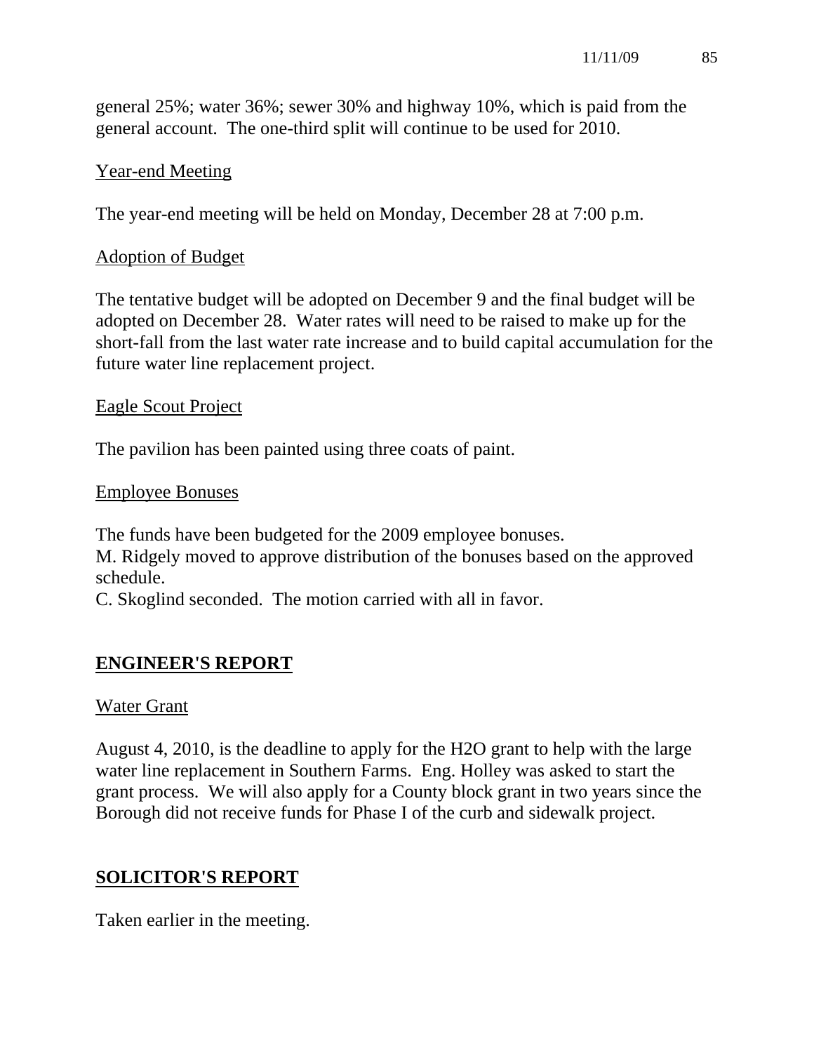general 25%; water 36%; sewer 30% and highway 10%, which is paid from the general account. The one-third split will continue to be used for 2010.

Year-end Meeting

The year-end meeting will be held on Monday, December 28 at 7:00 p.m.

Adoption of Budget

The tentative budget will be adopted on December 9 and the final budget will be adopted on December 28. Water rates will need to be raised to make up for the short-fall from the last water rate increase and to build capital accumulation for the future water line replacement project.

Eagle Scout Project

The pavilion has been painted using three coats of paint.

Employee Bonuses

The funds have been budgeted for the 2009 employee bonuses.
M. Ridgely moved to approve distribution of the bonuses based on the approved schedule.
C. Skoglind seconded. The motion carried with all in favor.

## ENGINEER'S REPORT

Water Grant

August 4, 2010, is the deadline to apply for the H2O grant to help with the large water line replacement in Southern Farms. Eng. Holley was asked to start the grant process. We will also apply for a County block grant in two years since the Borough did not receive funds for Phase I of the curb and sidewalk project.

## SOLICITOR'S REPORT

Taken earlier in the meeting.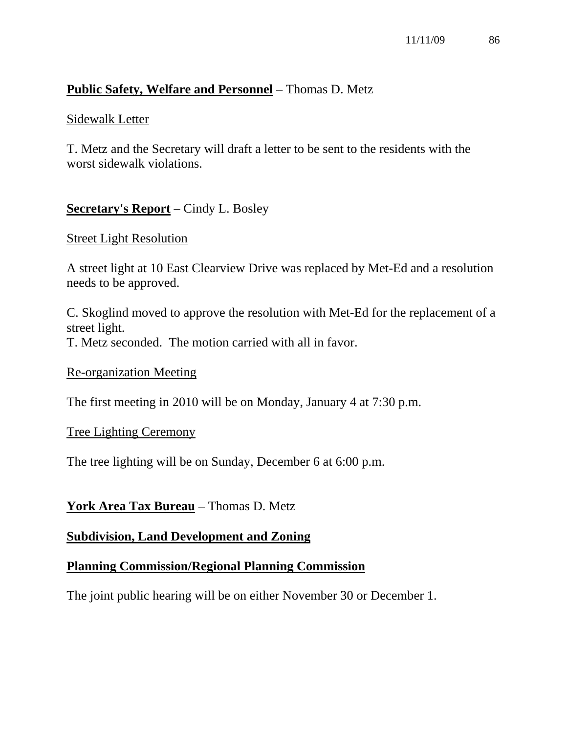**Public Safety, Welfare and Personnel** – Thomas D. Metz

Sidewalk Letter

T. Metz and the Secretary will draft a letter to be sent to the residents with the worst sidewalk violations.

**Secretary's Report** – Cindy L. Bosley

Street Light Resolution

A street light at 10 East Clearview Drive was replaced by Met-Ed and a resolution needs to be approved.

C. Skoglind moved to approve the resolution with Met-Ed for the replacement of a street light.
T. Metz seconded. The motion carried with all in favor.

Re-organization Meeting

The first meeting in 2010 will be on Monday, January 4 at 7:30 p.m.

Tree Lighting Ceremony

The tree lighting will be on Sunday, December 6 at 6:00 p.m.

**York Area Tax Bureau** – Thomas D. Metz

**Subdivision, Land Development and Zoning**

**Planning Commission/Regional Planning Commission**

The joint public hearing will be on either November 30 or December 1.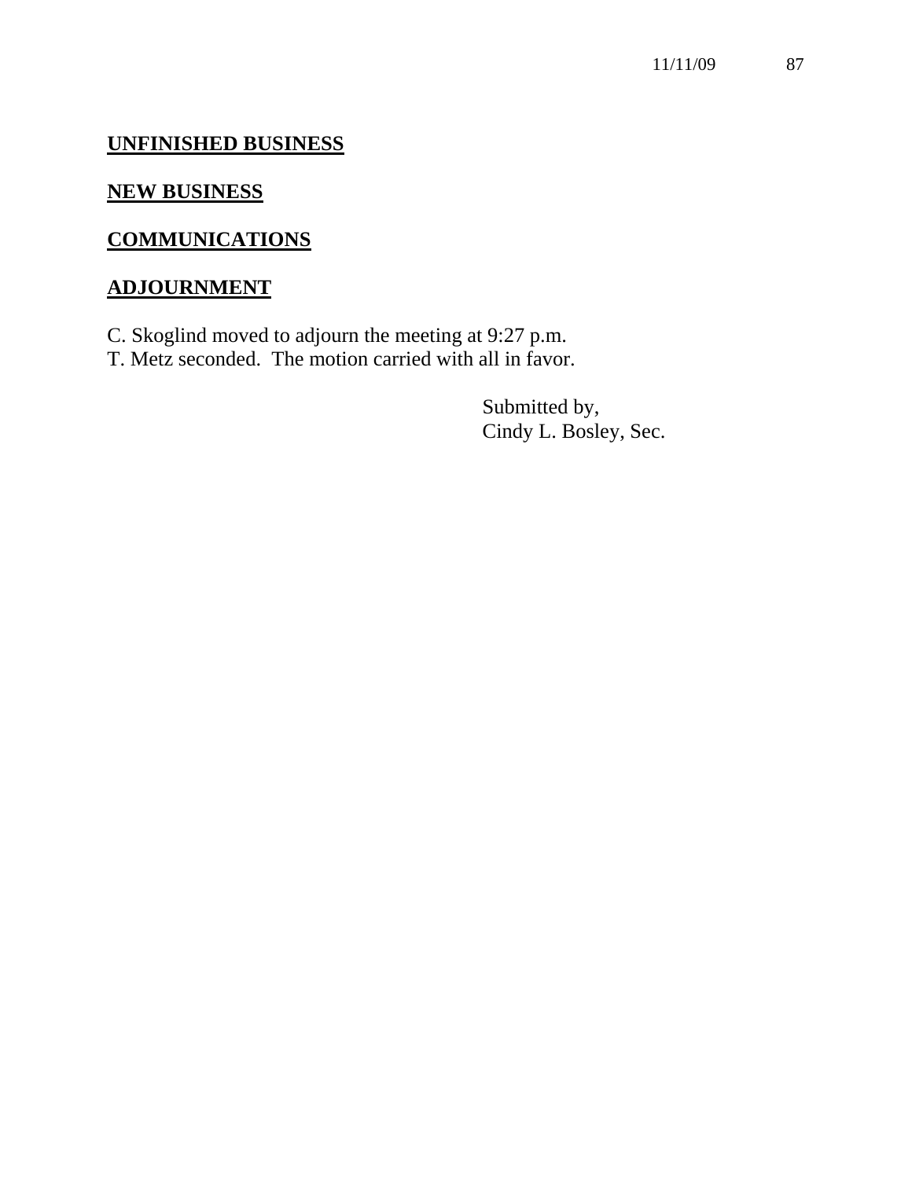**UNFINISHED BUSINESS**

**NEW BUSINESS**

**COMMUNICATIONS**

**ADJOURNMENT**

C. Skoglind moved to adjourn the meeting at 9:27 p.m.
T. Metz seconded. The motion carried with all in favor.

Submitted by,
Cindy L. Bosley, Sec.